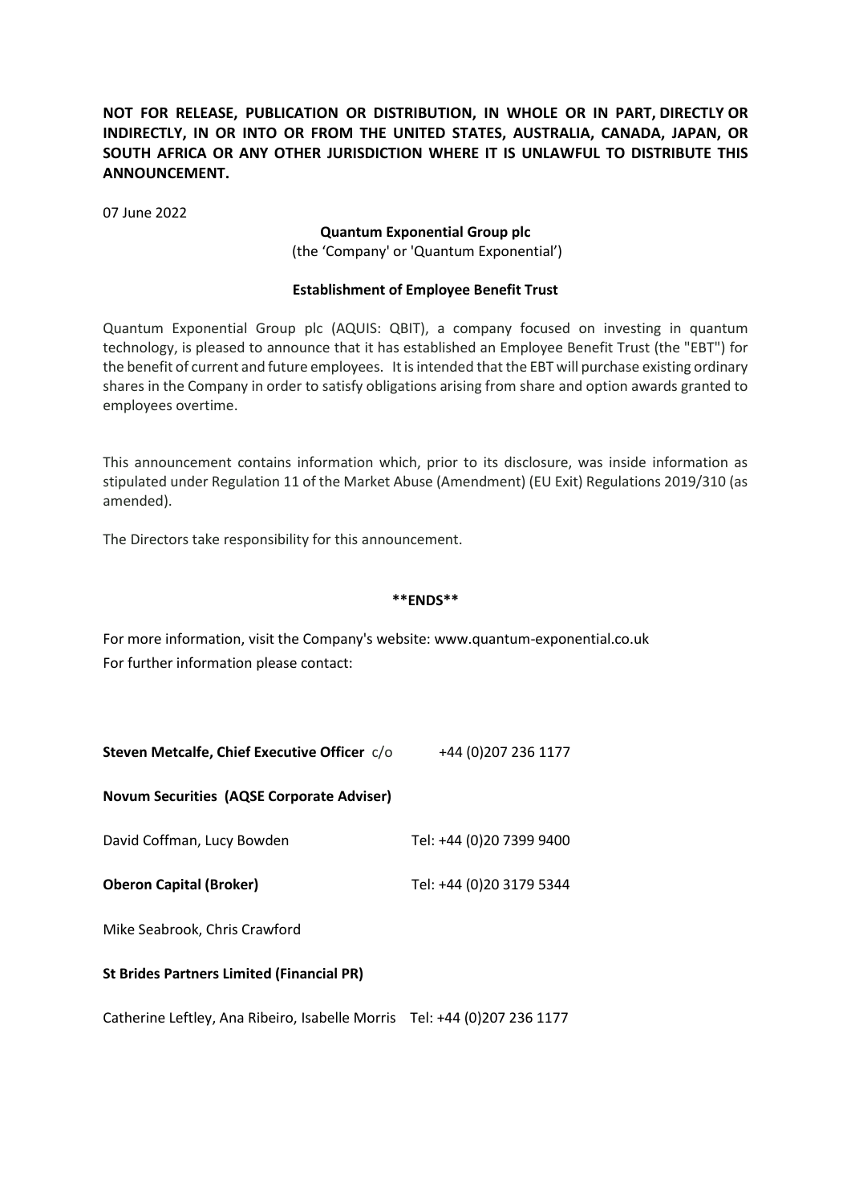**NOT FOR RELEASE, PUBLICATION OR DISTRIBUTION, IN WHOLE OR IN PART, DIRECTLY OR INDIRECTLY, IN OR INTO OR FROM THE UNITED STATES, AUSTRALIA, CANADA, JAPAN, OR SOUTH AFRICA OR ANY OTHER JURISDICTION WHERE IT IS UNLAWFUL TO DISTRIBUTE THIS ANNOUNCEMENT.**

07 June 2022

**Quantum Exponential Group plc**

(the 'Company' or 'Quantum Exponential')

**Establishment of Employee Benefit Trust**

Quantum Exponential Group plc (AQUIS: QBIT), a company focused on investing in quantum technology, is pleased to announce that it has established an Employee Benefit Trust (the "EBT") for the benefit of current and future employees. It is intended that the EBT will purchase existing ordinary shares in the Company in order to satisfy obligations arising from share and option awards granted to employees overtime.

This announcement contains information which, prior to its disclosure, was inside information as stipulated under Regulation 11 of the Market Abuse (Amendment) (EU Exit) Regulations 2019/310 (as amended).

The Directors take responsibility for this announcement.

**\*\*ENDS\*\***

For more information, visit the Company's website: www.quantum-exponential.co.uk

For further information please contact:

**Steven Metcalfe, Chief Executive Officer** c/o +44 (0)207 236 1177

**Novum Securities (AQSE Corporate Adviser)**

David Coffman, Lucy Bowden Tel: +44 (0)20 7399 9400

**Oberon Capital (Broker)** Tel: +44 (0)20 3179 5344

Mike Seabrook, Chris Crawford

**St Brides Partners Limited (Financial PR)**

Catherine Leftley, Ana Ribeiro, Isabelle Morris Tel: +44 (0)207 236 1177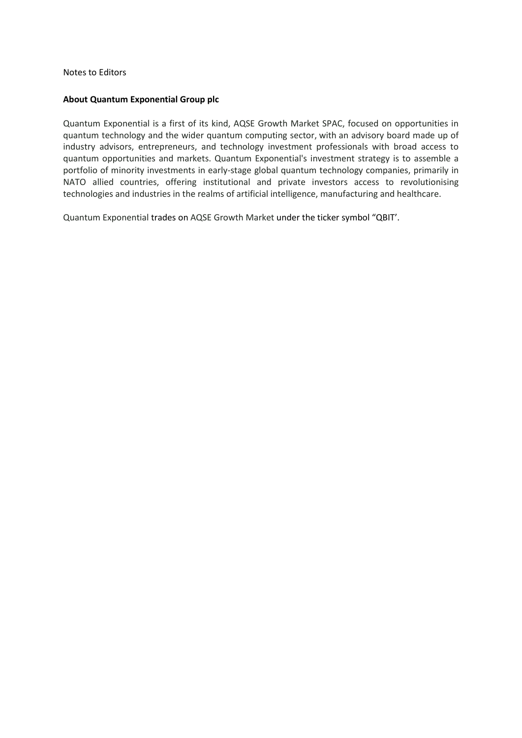Notes to Editors

**About Quantum Exponential Group plc**

Quantum Exponential is a first of its kind, AQSE Growth Market SPAC, focused on opportunities in quantum technology and the wider quantum computing sector, with an advisory board made up of industry advisors, entrepreneurs, and technology investment professionals with broad access to quantum opportunities and markets. Quantum Exponential's investment strategy is to assemble a portfolio of minority investments in early-stage global quantum technology companies, primarily in NATO allied countries, offering institutional and private investors access to revolutionising technologies and industries in the realms of artificial intelligence, manufacturing and healthcare.

Quantum Exponential trades on AQSE Growth Market under the ticker symbol "QBIT'.